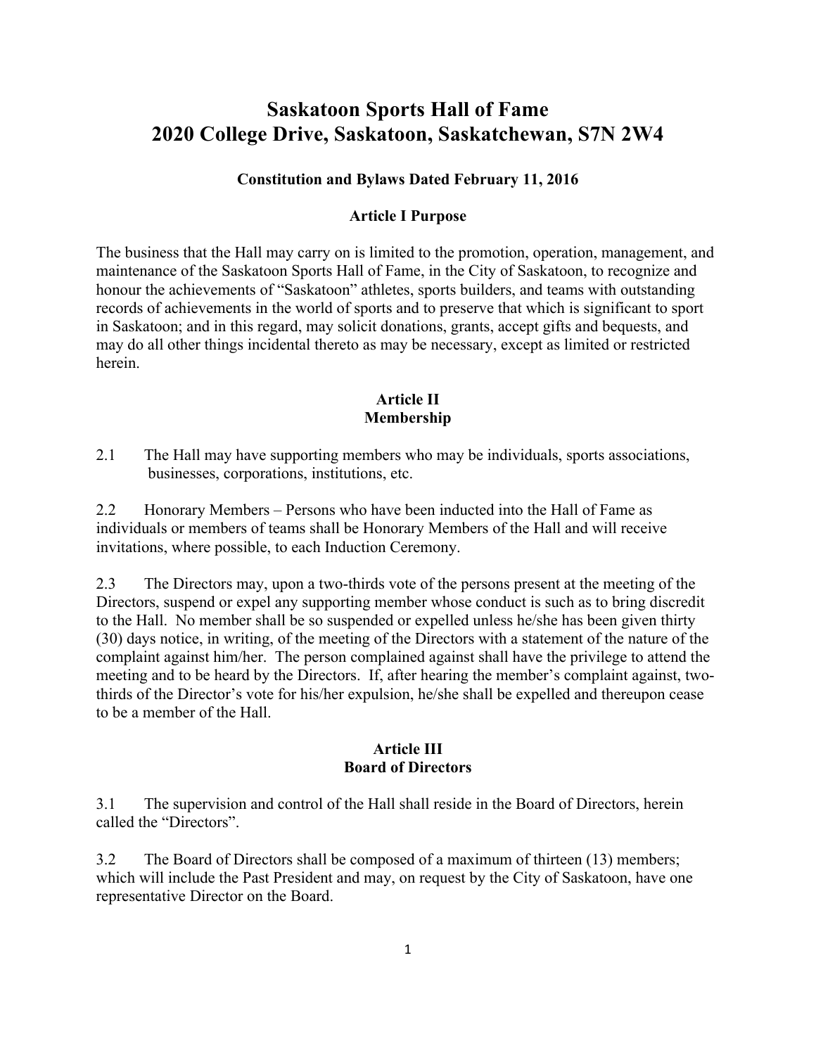# Saskatoon Sports Hall of Fame
# 2020 College Drive, Saskatoon, Saskatchewan, S7N 2W4

### Constitution and Bylaws Dated February 11, 2016

### Article I Purpose

The business that the Hall may carry on is limited to the promotion, operation, management, and maintenance of the Saskatoon Sports Hall of Fame, in the City of Saskatoon, to recognize and honour the achievements of "Saskatoon" athletes, sports builders, and teams with outstanding records of achievements in the world of sports and to preserve that which is significant to sport in Saskatoon; and in this regard, may solicit donations, grants, accept gifts and bequests, and may do all other things incidental thereto as may be necessary, except as limited or restricted herein.

### Article II
### Membership

2.1 The Hall may have supporting members who may be individuals, sports associations, businesses, corporations, institutions, etc.

2.2 Honorary Members – Persons who have been inducted into the Hall of Fame as individuals or members of teams shall be Honorary Members of the Hall and will receive invitations, where possible, to each Induction Ceremony.

2.3 The Directors may, upon a two-thirds vote of the persons present at the meeting of the Directors, suspend or expel any supporting member whose conduct is such as to bring discredit to the Hall. No member shall be so suspended or expelled unless he/she has been given thirty (30) days notice, in writing, of the meeting of the Directors with a statement of the nature of the complaint against him/her. The person complained against shall have the privilege to attend the meeting and to be heard by the Directors. If, after hearing the member's complaint against, two-thirds of the Director's vote for his/her expulsion, he/she shall be expelled and thereupon cease to be a member of the Hall.

### Article III
### Board of Directors

3.1 The supervision and control of the Hall shall reside in the Board of Directors, herein called the "Directors".

3.2 The Board of Directors shall be composed of a maximum of thirteen (13) members; which will include the Past President and may, on request by the City of Saskatoon, have one representative Director on the Board.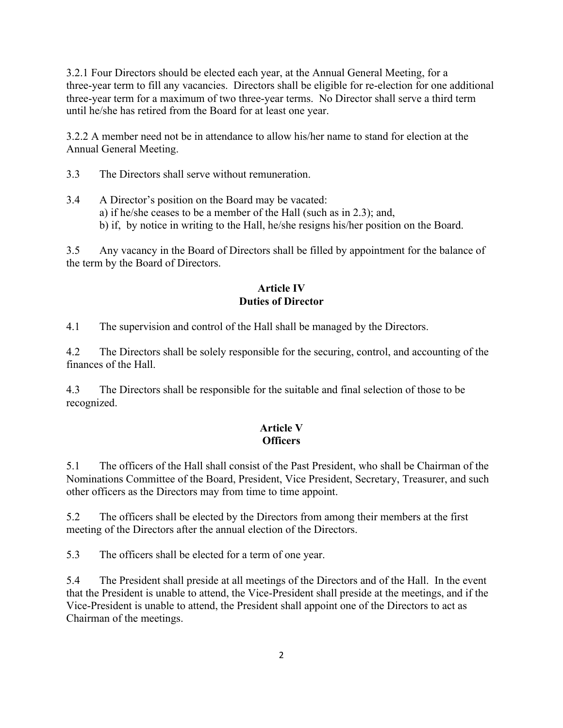3.2.1 Four Directors should be elected each year, at the Annual General Meeting, for a three-year term to fill any vacancies. Directors shall be eligible for re-election for one additional three-year term for a maximum of two three-year terms. No Director shall serve a third term until he/she has retired from the Board for at least one year.

3.2.2 A member need not be in attendance to allow his/her name to stand for election at the Annual General Meeting.

3.3 The Directors shall serve without remuneration.

3.4 A Director's position on the Board may be vacated:
a) if he/she ceases to be a member of the Hall (such as in 2.3); and,
b) if, by notice in writing to the Hall, he/she resigns his/her position on the Board.

3.5 Any vacancy in the Board of Directors shall be filled by appointment for the balance of the term by the Board of Directors.

## Article IV
## Duties of Director

4.1 The supervision and control of the Hall shall be managed by the Directors.

4.2 The Directors shall be solely responsible for the securing, control, and accounting of the finances of the Hall.

4.3 The Directors shall be responsible for the suitable and final selection of those to be recognized.

## Article V
## Officers

5.1 The officers of the Hall shall consist of the Past President, who shall be Chairman of the Nominations Committee of the Board, President, Vice President, Secretary, Treasurer, and such other officers as the Directors may from time to time appoint.

5.2 The officers shall be elected by the Directors from among their members at the first meeting of the Directors after the annual election of the Directors.

5.3 The officers shall be elected for a term of one year.

5.4 The President shall preside at all meetings of the Directors and of the Hall. In the event that the President is unable to attend, the Vice-President shall preside at the meetings, and if the Vice-President is unable to attend, the President shall appoint one of the Directors to act as Chairman of the meetings.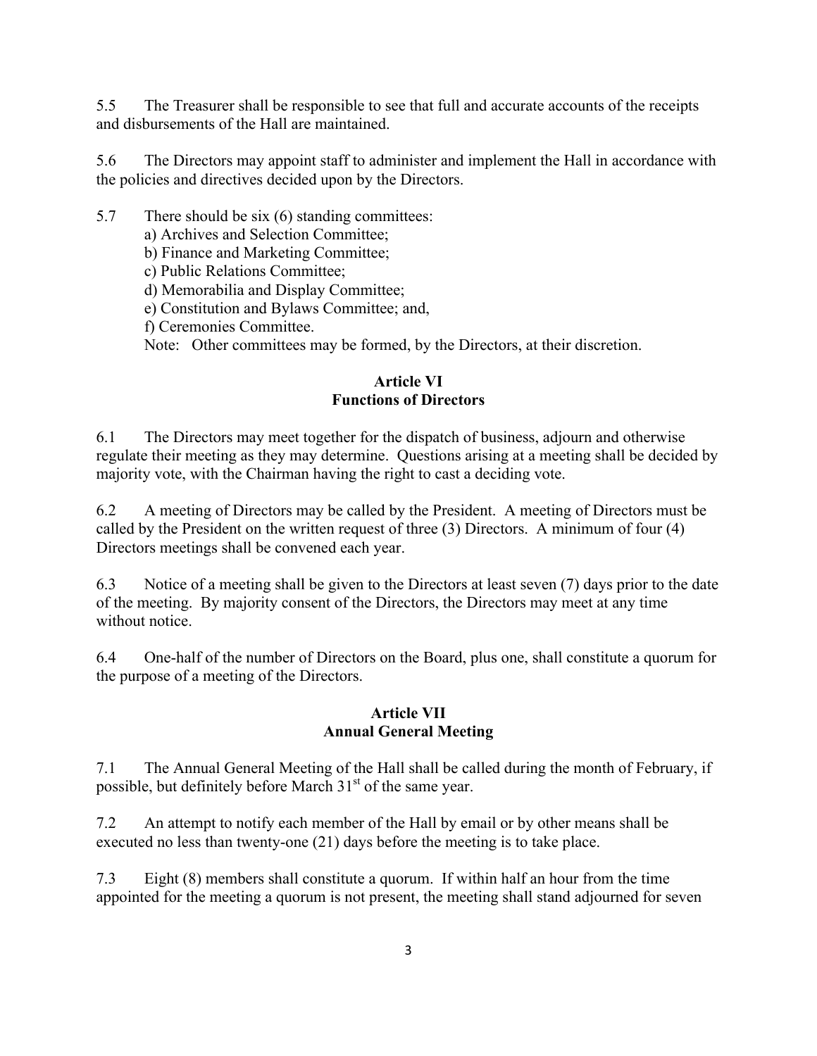5.5 The Treasurer shall be responsible to see that full and accurate accounts of the receipts and disbursements of the Hall are maintained.

5.6 The Directors may appoint staff to administer and implement the Hall in accordance with the policies and directives decided upon by the Directors.

5.7 There should be six (6) standing committees:

a) Archives and Selection Committee;
b) Finance and Marketing Committee;
c) Public Relations Committee;
d) Memorabilia and Display Committee;
e) Constitution and Bylaws Committee; and,
f) Ceremonies Committee.

Note: Other committees may be formed, by the Directors, at their discretion.

## Article VI
## Functions of Directors

6.1 The Directors may meet together for the dispatch of business, adjourn and otherwise regulate their meeting as they may determine. Questions arising at a meeting shall be decided by majority vote, with the Chairman having the right to cast a deciding vote.

6.2 A meeting of Directors may be called by the President. A meeting of Directors must be called by the President on the written request of three (3) Directors. A minimum of four (4) Directors meetings shall be convened each year.

6.3 Notice of a meeting shall be given to the Directors at least seven (7) days prior to the date of the meeting. By majority consent of the Directors, the Directors may meet at any time without notice.

6.4 One-half of the number of Directors on the Board, plus one, shall constitute a quorum for the purpose of a meeting of the Directors.

## Article VII
## Annual General Meeting

7.1 The Annual General Meeting of the Hall shall be called during the month of February, if possible, but definitely before March 31st of the same year.

7.2 An attempt to notify each member of the Hall by email or by other means shall be executed no less than twenty-one (21) days before the meeting is to take place.

7.3 Eight (8) members shall constitute a quorum. If within half an hour from the time appointed for the meeting a quorum is not present, the meeting shall stand adjourned for seven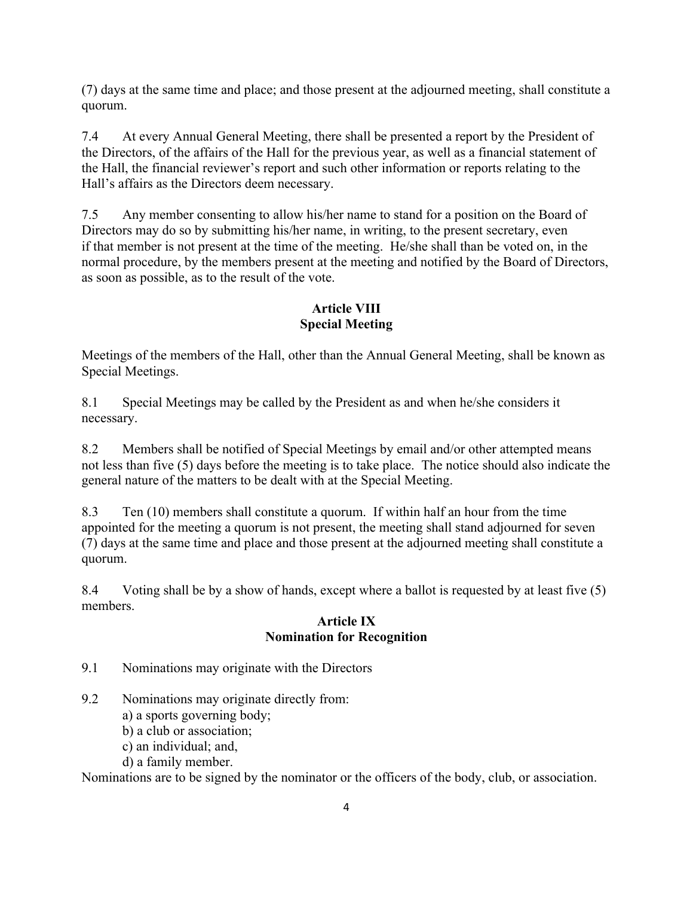(7) days at the same time and place; and those present at the adjourned meeting, shall constitute a quorum.

7.4 At every Annual General Meeting, there shall be presented a report by the President of the Directors, of the affairs of the Hall for the previous year, as well as a financial statement of the Hall, the financial reviewer's report and such other information or reports relating to the Hall's affairs as the Directors deem necessary.

7.5 Any member consenting to allow his/her name to stand for a position on the Board of Directors may do so by submitting his/her name, in writing, to the present secretary, even if that member is not present at the time of the meeting. He/she shall than be voted on, in the normal procedure, by the members present at the meeting and notified by the Board of Directors, as soon as possible, as to the result of the vote.

## Article VIII
## Special Meeting

Meetings of the members of the Hall, other than the Annual General Meeting, shall be known as Special Meetings.

8.1 Special Meetings may be called by the President as and when he/she considers it necessary.

8.2 Members shall be notified of Special Meetings by email and/or other attempted means not less than five (5) days before the meeting is to take place. The notice should also indicate the general nature of the matters to be dealt with at the Special Meeting.

8.3 Ten (10) members shall constitute a quorum. If within half an hour from the time appointed for the meeting a quorum is not present, the meeting shall stand adjourned for seven (7) days at the same time and place and those present at the adjourned meeting shall constitute a quorum.

8.4 Voting shall be by a show of hands, except where a ballot is requested by at least five (5) members.

## Article IX
## Nomination for Recognition

9.1 Nominations may originate with the Directors

9.2 Nominations may originate directly from:
a) a sports governing body;
b) a club or association;
c) an individual; and,
d) a family member.

Nominations are to be signed by the nominator or the officers of the body, club, or association.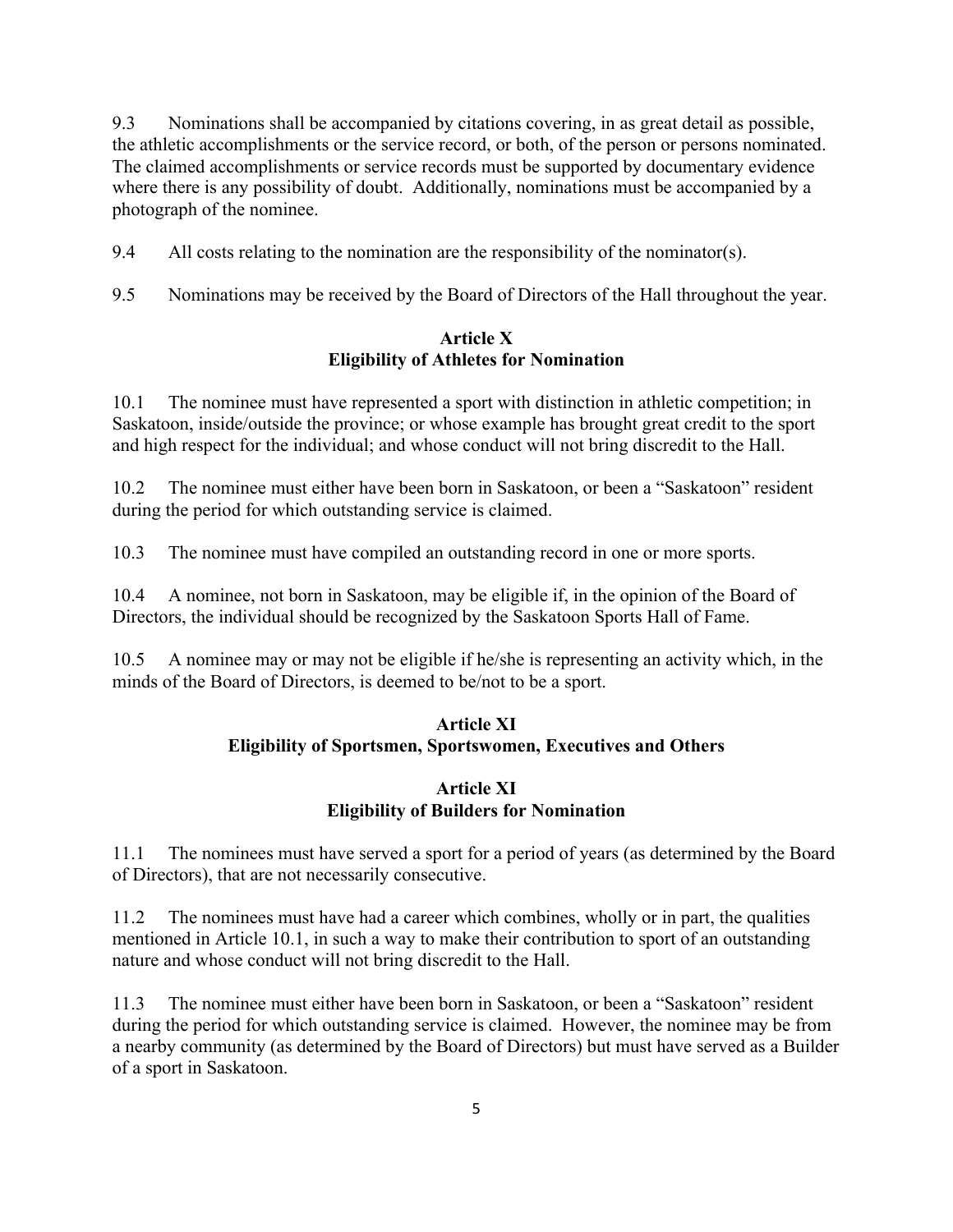9.3 Nominations shall be accompanied by citations covering, in as great detail as possible, the athletic accomplishments or the service record, or both, of the person or persons nominated. The claimed accomplishments or service records must be supported by documentary evidence where there is any possibility of doubt. Additionally, nominations must be accompanied by a photograph of the nominee.

9.4 All costs relating to the nomination are the responsibility of the nominator(s).

9.5 Nominations may be received by the Board of Directors of the Hall throughout the year.

## Article X
## Eligibility of Athletes for Nomination

10.1 The nominee must have represented a sport with distinction in athletic competition; in Saskatoon, inside/outside the province; or whose example has brought great credit to the sport and high respect for the individual; and whose conduct will not bring discredit to the Hall.

10.2 The nominee must either have been born in Saskatoon, or been a "Saskatoon" resident during the period for which outstanding service is claimed.

10.3 The nominee must have compiled an outstanding record in one or more sports.

10.4 A nominee, not born in Saskatoon, may be eligible if, in the opinion of the Board of Directors, the individual should be recognized by the Saskatoon Sports Hall of Fame.

10.5 A nominee may or may not be eligible if he/she is representing an activity which, in the minds of the Board of Directors, is deemed to be/not to be a sport.

## Article XI
## Eligibility of Sportsmen, Sportswomen, Executives and Others

## Article XI
## Eligibility of Builders for Nomination

11.1 The nominees must have served a sport for a period of years (as determined by the Board of Directors), that are not necessarily consecutive.

11.2 The nominees must have had a career which combines, wholly or in part, the qualities mentioned in Article 10.1, in such a way to make their contribution to sport of an outstanding nature and whose conduct will not bring discredit to the Hall.

11.3 The nominee must either have been born in Saskatoon, or been a "Saskatoon" resident during the period for which outstanding service is claimed. However, the nominee may be from a nearby community (as determined by the Board of Directors) but must have served as a Builder of a sport in Saskatoon.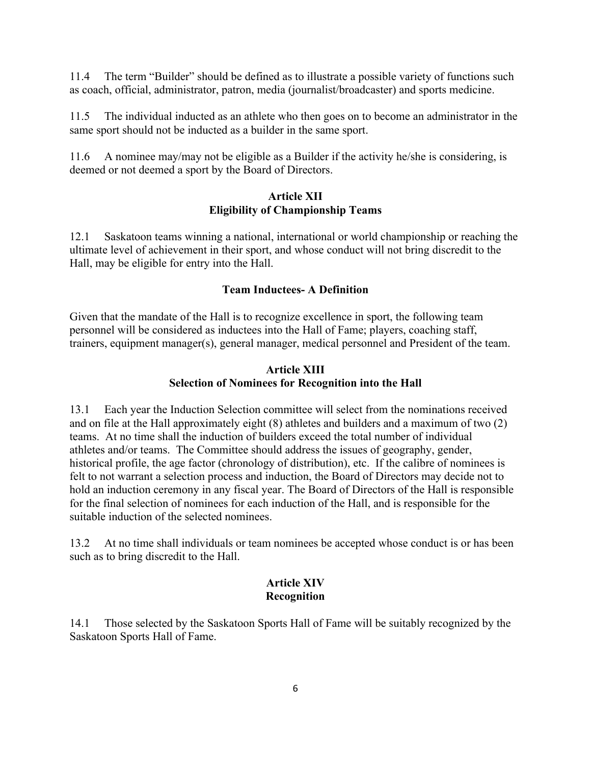11.4 The term "Builder" should be defined as to illustrate a possible variety of functions such as coach, official, administrator, patron, media (journalist/broadcaster) and sports medicine.

11.5 The individual inducted as an athlete who then goes on to become an administrator in the same sport should not be inducted as a builder in the same sport.

11.6 A nominee may/may not be eligible as a Builder if the activity he/she is considering, is deemed or not deemed a sport by the Board of Directors.

## Article XII
## Eligibility of Championship Teams

12.1 Saskatoon teams winning a national, international or world championship or reaching the ultimate level of achievement in their sport, and whose conduct will not bring discredit to the Hall, may be eligible for entry into the Hall.

### Team Inductees- A Definition

Given that the mandate of the Hall is to recognize excellence in sport, the following team personnel will be considered as inductees into the Hall of Fame; players, coaching staff, trainers, equipment manager(s), general manager, medical personnel and President of the team.

## Article XIII
## Selection of Nominees for Recognition into the Hall

13.1 Each year the Induction Selection committee will select from the nominations received and on file at the Hall approximately eight (8) athletes and builders and a maximum of two (2) teams. At no time shall the induction of builders exceed the total number of individual athletes and/or teams. The Committee should address the issues of geography, gender, historical profile, the age factor (chronology of distribution), etc. If the calibre of nominees is felt to not warrant a selection process and induction, the Board of Directors may decide not to hold an induction ceremony in any fiscal year. The Board of Directors of the Hall is responsible for the final selection of nominees for each induction of the Hall, and is responsible for the suitable induction of the selected nominees.

13.2 At no time shall individuals or team nominees be accepted whose conduct is or has been such as to bring discredit to the Hall.

## Article XIV
## Recognition

14.1 Those selected by the Saskatoon Sports Hall of Fame will be suitably recognized by the Saskatoon Sports Hall of Fame.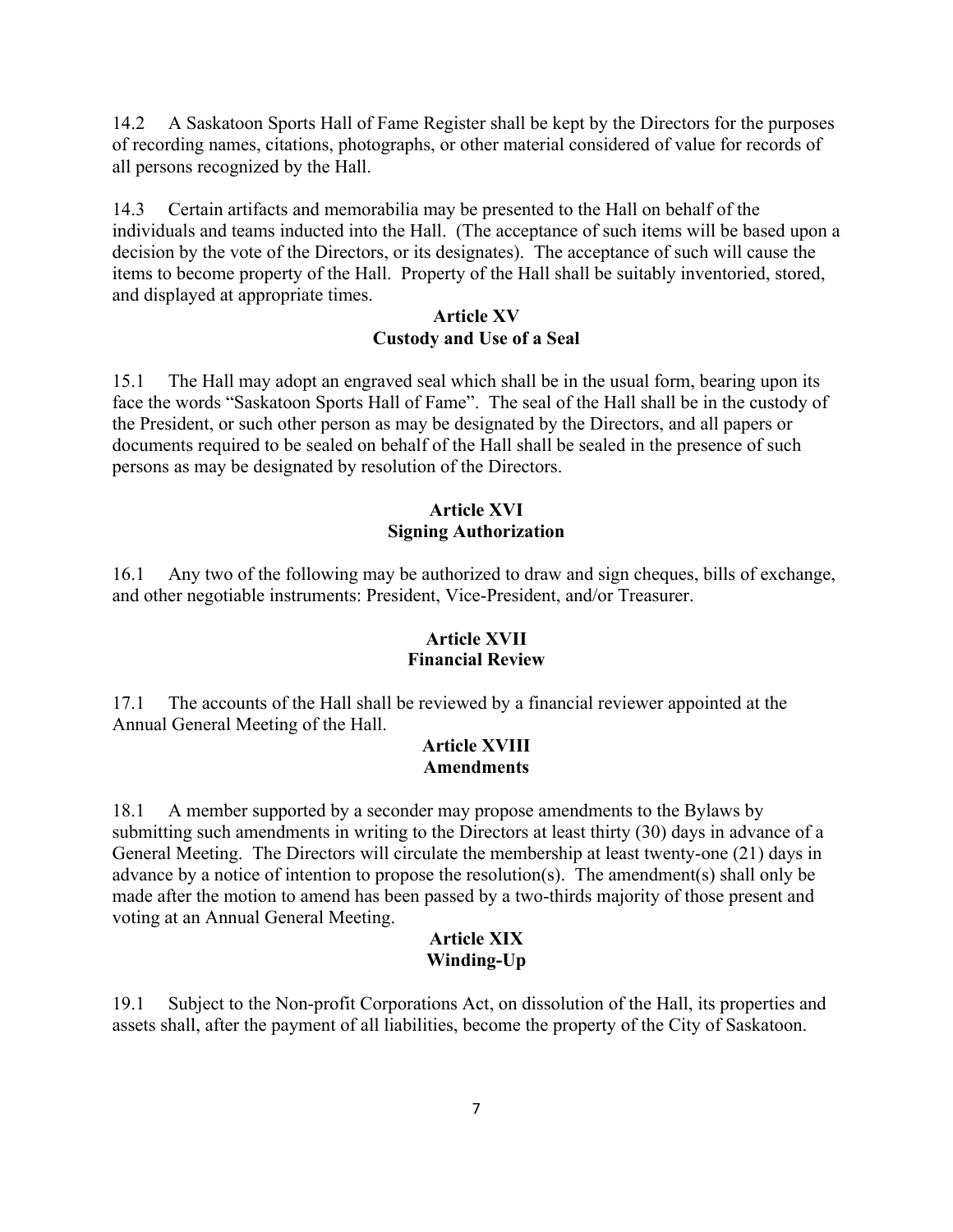14.2 A Saskatoon Sports Hall of Fame Register shall be kept by the Directors for the purposes of recording names, citations, photographs, or other material considered of value for records of all persons recognized by the Hall.

14.3 Certain artifacts and memorabilia may be presented to the Hall on behalf of the individuals and teams inducted into the Hall. (The acceptance of such items will be based upon a decision by the vote of the Directors, or its designates). The acceptance of such will cause the items to become property of the Hall. Property of the Hall shall be suitably inventoried, stored, and displayed at appropriate times.

## Article XV
## Custody and Use of a Seal

15.1 The Hall may adopt an engraved seal which shall be in the usual form, bearing upon its face the words "Saskatoon Sports Hall of Fame". The seal of the Hall shall be in the custody of the President, or such other person as may be designated by the Directors, and all papers or documents required to be sealed on behalf of the Hall shall be sealed in the presence of such persons as may be designated by resolution of the Directors.

## Article XVI
## Signing Authorization

16.1 Any two of the following may be authorized to draw and sign cheques, bills of exchange, and other negotiable instruments: President, Vice-President, and/or Treasurer.

## Article XVII
## Financial Review

17.1 The accounts of the Hall shall be reviewed by a financial reviewer appointed at the Annual General Meeting of the Hall.

## Article XVIII
## Amendments

18.1 A member supported by a seconder may propose amendments to the Bylaws by submitting such amendments in writing to the Directors at least thirty (30) days in advance of a General Meeting. The Directors will circulate the membership at least twenty-one (21) days in advance by a notice of intention to propose the resolution(s). The amendment(s) shall only be made after the motion to amend has been passed by a two-thirds majority of those present and voting at an Annual General Meeting.

## Article XIX
## Winding-Up

19.1 Subject to the Non-profit Corporations Act, on dissolution of the Hall, its properties and assets shall, after the payment of all liabilities, become the property of the City of Saskatoon.